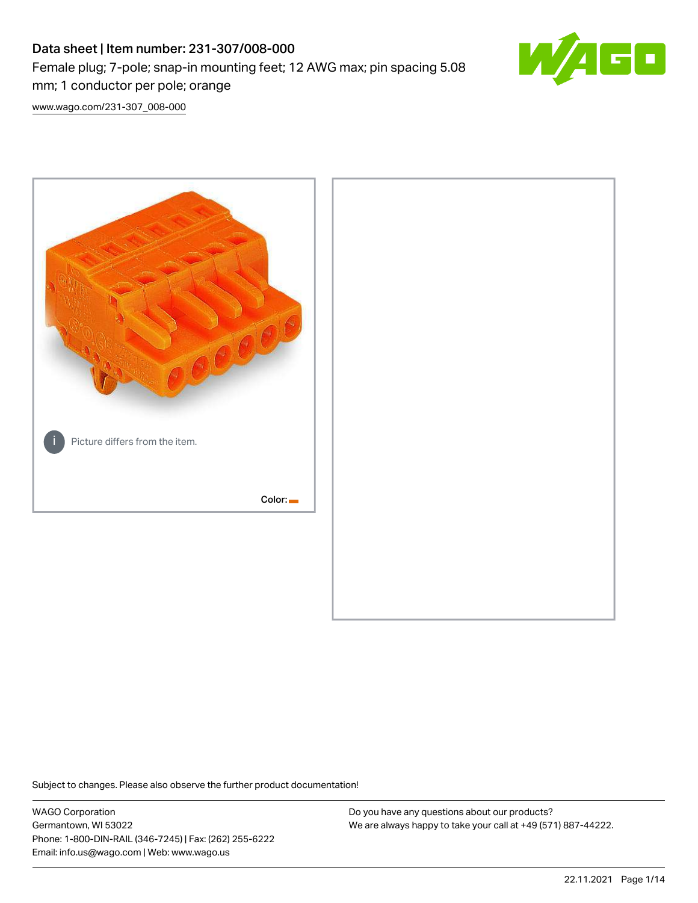# Data sheet | Item number: 231-307/008-000

Female plug; 7-pole; snap-in mounting feet; 12 AWG max; pin spacing 5.08 mm; 1 conductor per pole; orange

www.wago.com/231-307_008-000

Picture differs from the item.

Color:

Subject to changes. Please also observe the further product documentation!

WAGO Corporation
Germantown, WI 53022
Phone: 1-800-DIN-RAIL (346-7245) | Fax: (262) 255-6222
Email: info.us@wago.com | Web: www.wago.us

Do you have any questions about our products?
We are always happy to take your call at +49 (571) 887-44222.

22.11.2021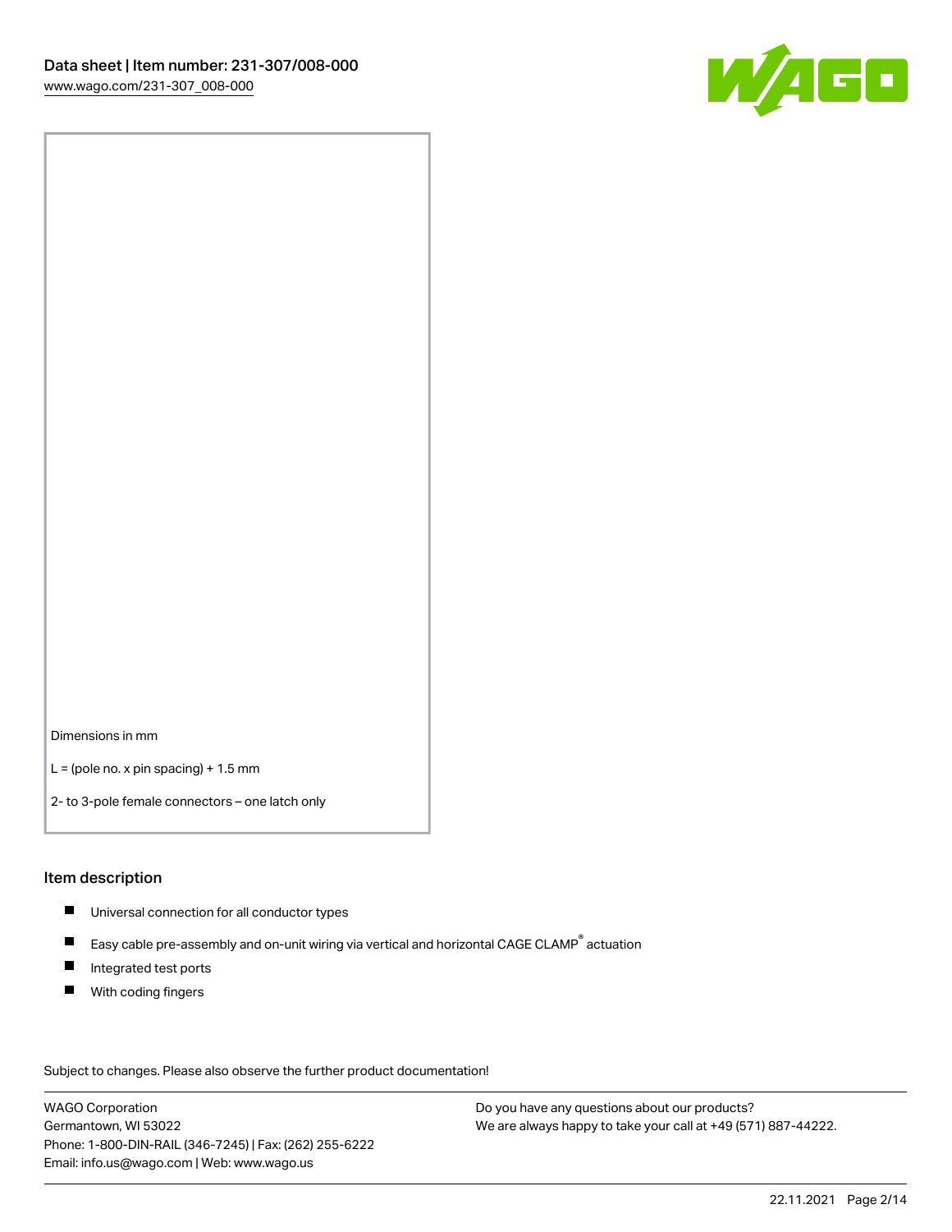Dimensions in mm

L = (pole no. x pin spacing) + 1.5 mm

2- to 3-pole female connectors – one latch only

## Item description

- Universal connection for all conductor types
- Easy cable pre-assembly and on-unit wiring via vertical and horizontal CAGE CLAMP® actuation
- Integrated test ports
- With coding fingers

Subject to changes. Please also observe the further product documentation!

WAGO Corporation
Germantown, WI 53022
Phone: 1-800-DIN-RAIL (346-7245) | Fax: (262) 255-6222
Email: info.us@wago.com | Web: www.wago.us

Do you have any questions about our products?
We are always happy to take your call at +49 (571) 887-44222.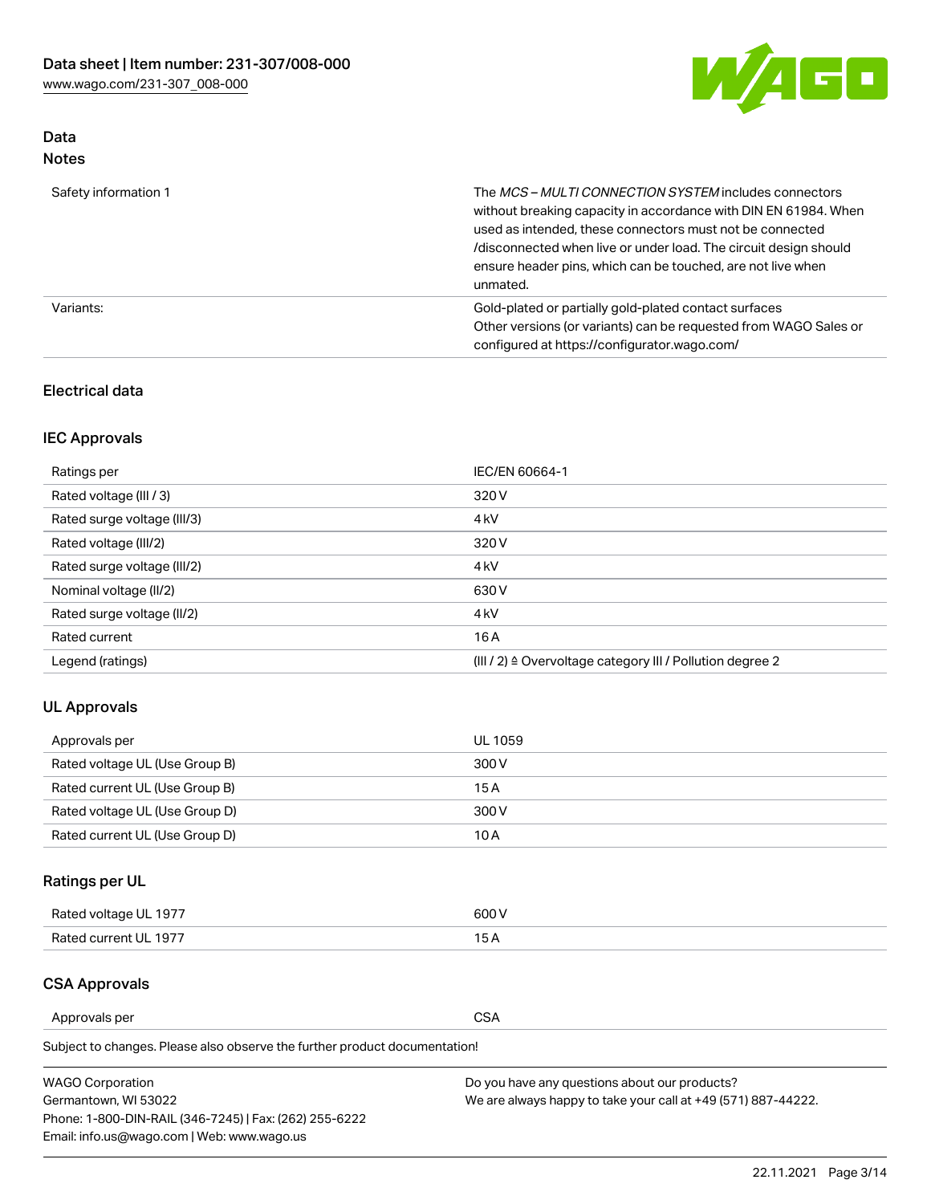## Data
### Notes

| | |
|---|---|
| Safety information 1 | The *MCS – MULTI CONNECTION SYSTEM* includes connectors without breaking capacity in accordance with DIN EN 61984. When used as intended, these connectors must not be connected /disconnected when live or under load. The circuit design should ensure header pins, which can be touched, are not live when unmated. |
| Variants: | Gold-plated or partially gold-plated contact surfaces<br>Other versions (or variants) can be requested from WAGO Sales or configured at https://configurator.wago.com/ |

### Electrical data

### IEC Approvals

| | |
|---|---|
| Ratings per | IEC/EN 60664-1 |
| Rated voltage (III / 3) | 320 V |
| Rated surge voltage (III/3) | 4 kV |
| Rated voltage (III/2) | 320 V |
| Rated surge voltage (III/2) | 4 kV |
| Nominal voltage (II/2) | 630 V |
| Rated surge voltage (II/2) | 4 kV |
| Rated current | 16 A |
| Legend (ratings) | (III / 2) ≙ Overvoltage category III / Pollution degree 2 |

### UL Approvals

| | |
|---|---|
| Approvals per | UL 1059 |
| Rated voltage UL (Use Group B) | 300 V |
| Rated current UL (Use Group B) | 15 A |
| Rated voltage UL (Use Group D) | 300 V |
| Rated current UL (Use Group D) | 10 A |

### Ratings per UL

| | |
|---|---|
| Rated voltage UL 1977 | 600 V |
| Rated current UL 1977 | 15 A |

### CSA Approvals

| | |
|---|---|
| Approvals per | CSA |

Subject to changes. Please also observe the further product documentation!

WAGO Corporation
Germantown, WI 53022
Phone: 1-800-DIN-RAIL (346-7245) | Fax: (262) 255-6222
Email: info.us@wago.com | Web: www.wago.us

Do you have any questions about our products?
We are always happy to take your call at +49 (571) 887-44222.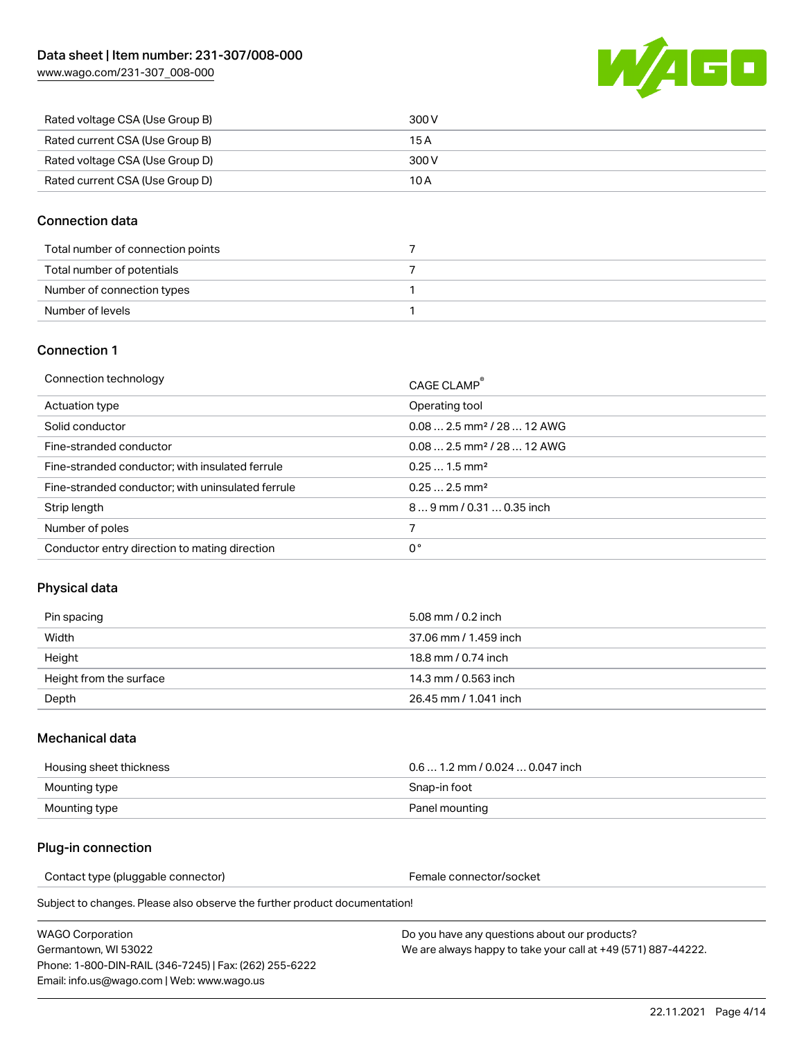| | |
|---|---|
| Rated voltage CSA (Use Group B) | 300 V |
| Rated current CSA (Use Group B) | 15 A |
| Rated voltage CSA (Use Group D) | 300 V |
| Rated current CSA (Use Group D) | 10 A |

## Connection data

| | |
|---|---|
| Total number of connection points | 7 |
| Total number of potentials | 7 |
| Number of connection types | 1 |
| Number of levels | 1 |

## Connection 1

| | |
|---|---|
| Connection technology | CAGE CLAMP® |
| Actuation type | Operating tool |
| Solid conductor | 0.08 … 2.5 mm² / 28 … 12 AWG |
| Fine-stranded conductor | 0.08 … 2.5 mm² / 28 … 12 AWG |
| Fine-stranded conductor; with insulated ferrule | 0.25 … 1.5 mm² |
| Fine-stranded conductor; with uninsulated ferrule | 0.25 … 2.5 mm² |
| Strip length | 8 … 9 mm / 0.31 … 0.35 inch |
| Number of poles | 7 |
| Conductor entry direction to mating direction | 0 ° |

## Physical data

| | |
|---|---|
| Pin spacing | 5.08 mm / 0.2 inch |
| Width | 37.06 mm / 1.459 inch |
| Height | 18.8 mm / 0.74 inch |
| Height from the surface | 14.3 mm / 0.563 inch |
| Depth | 26.45 mm / 1.041 inch |

## Mechanical data

| | |
|---|---|
| Housing sheet thickness | 0.6 … 1.2 mm / 0.024 … 0.047 inch |
| Mounting type | Snap-in foot |
| Mounting type | Panel mounting |

## Plug-in connection

| | |
|---|---|
| Contact type (pluggable connector) | Female connector/socket |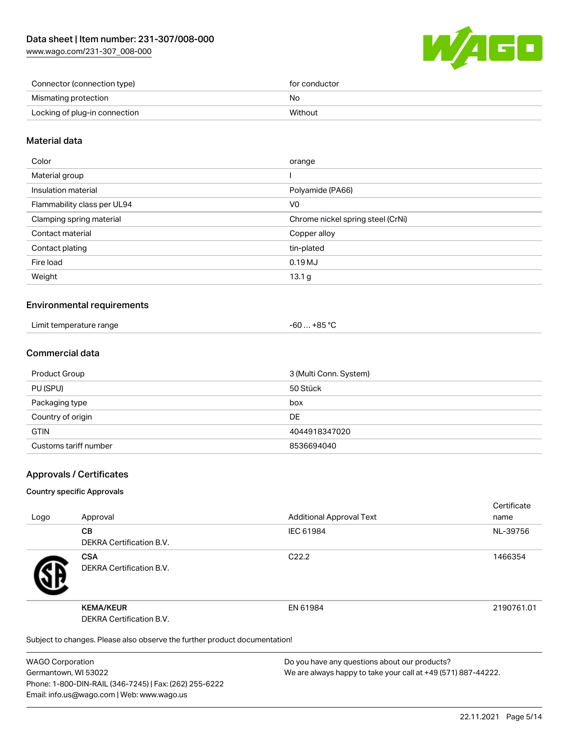| | |
|---|---|
| Connector (connection type) | for conductor |
| Mismating protection | No |
| Locking of plug-in connection | Without |

## Material data

| | |
|---|---|
| Color | orange |
| Material group | I |
| Insulation material | Polyamide (PA66) |
| Flammability class per UL94 | V0 |
| Clamping spring material | Chrome nickel spring steel (CrNi) |
| Contact material | Copper alloy |
| Contact plating | tin-plated |
| Fire load | 0.19 MJ |
| Weight | 13.1 g |

## Environmental requirements

| | |
|---|---|
| Limit temperature range | -60 … +85 °C |

## Commercial data

| | |
|---|---|
| Product Group | 3 (Multi Conn. System) |
| PU (SPU) | 50 Stück |
| Packaging type | box |
| Country of origin | DE |
| GTIN | 4044918347020 |
| Customs tariff number | 8536694040 |

## Approvals / Certificates

### Country specific Approvals

| Logo | Approval | Additional Approval Text | Certificate name |
|---|---|---|---|
| | **CB**<br>DEKRA Certification B.V. | IEC 61984 | NL-39756 |
| | **CSA**<br>DEKRA Certification B.V. | C22.2 | 1466354 |
| | **KEMA/KEUR**<br>DEKRA Certification B.V. | EN 61984 | 2190761.01 |

Subject to changes. Please also observe the further product documentation!

WAGO Corporation
Germantown, WI 53022
Phone: 1-800-DIN-RAIL (346-7245) | Fax: (262) 255-6222
Email: info.us@wago.com | Web: www.wago.us

Do you have any questions about our products?
We are always happy to take your call at +49 (571) 887-44222.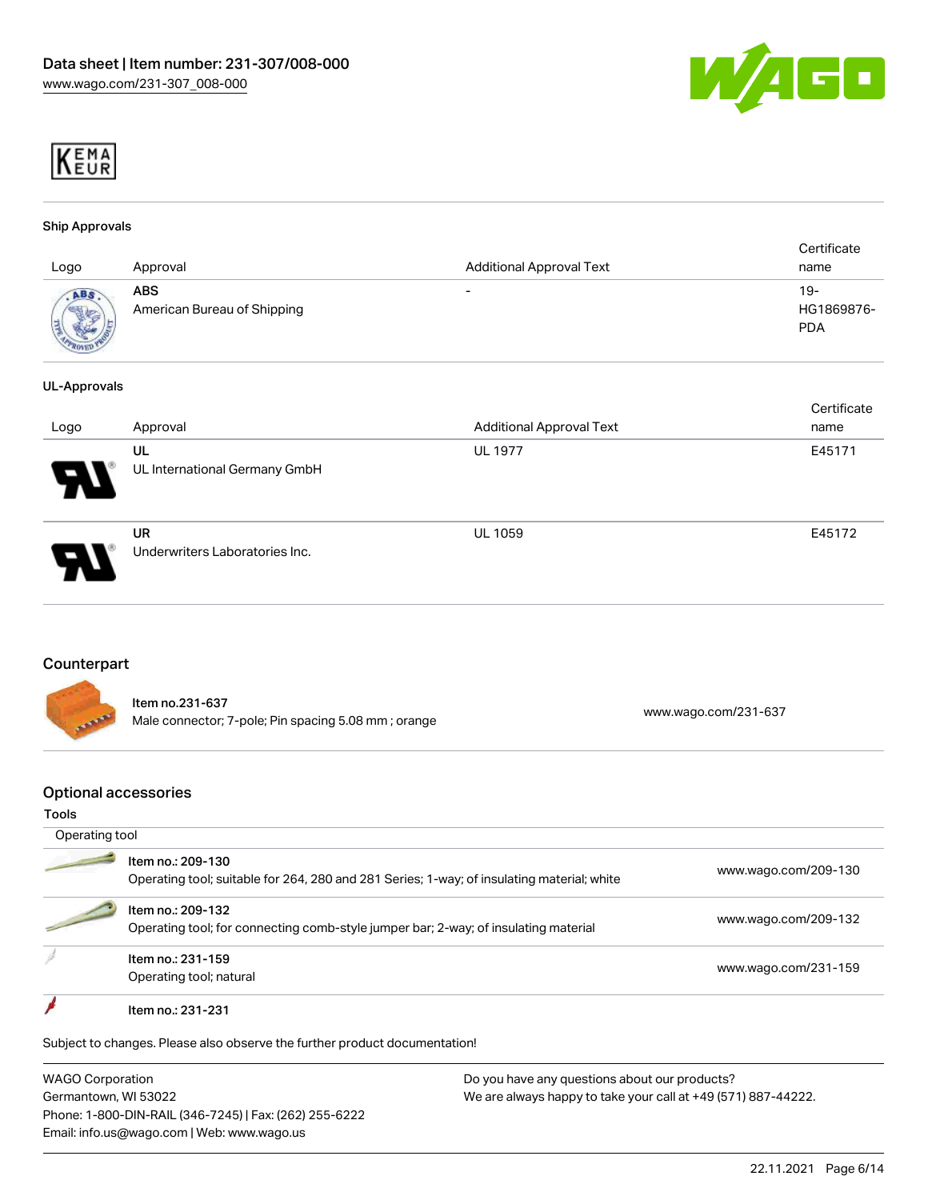KEMA EUR

### Ship Approvals

| Logo | Approval | Additional Approval Text | Certificate name |
| --- | --- | --- | --- |
| | **ABS** American Bureau of Shipping | - | 19-HG1869876-PDA |

### UL-Approvals

| Logo | Approval | Additional Approval Text | Certificate name |
| --- | --- | --- | --- |
| | **UL** UL International Germany GmbH | UL 1977 | E45171 |
| | **UR** Underwriters Laboratories Inc. | UL 1059 | E45172 |

## Counterpart

| Item | Link |
| --- | --- |
| **Item no.231-637** Male connector; 7-pole; Pin spacing 5.08 mm ; orange | www.wago.com/231-637 |

## Optional accessories

### Tools

Operating tool

| Item | Link |
| --- | --- |
| **Item no.: 209-130** Operating tool; suitable for 264, 280 and 281 Series; 1-way; of insulating material; white | www.wago.com/209-130 |
| **Item no.: 209-132** Operating tool; for connecting comb-style jumper bar; 2-way; of insulating material | www.wago.com/209-132 |
| **Item no.: 231-159** Operating tool; natural | www.wago.com/231-159 |
| **Item no.: 231-231** | |

Subject to changes. Please also observe the further product documentation!

WAGO Corporation
Germantown, WI 53022
Phone: 1-800-DIN-RAIL (346-7245) | Fax: (262) 255-6222
Email: info.us@wago.com | Web: www.wago.us

Do you have any questions about our products?
We are always happy to take your call at +49 (571) 887-44222.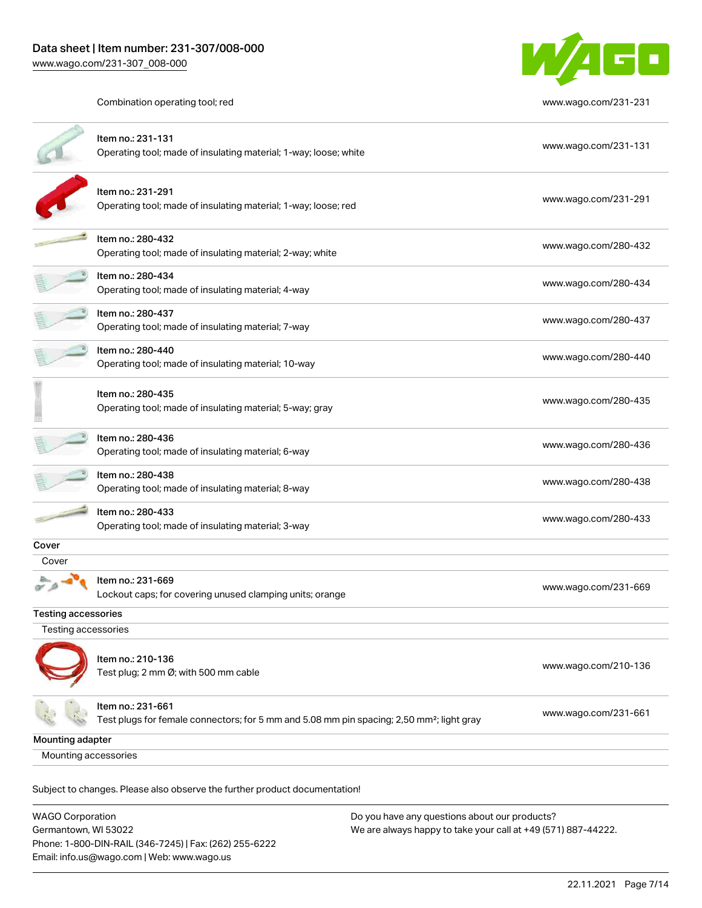| | | |
|---|---|---|
| | Combination operating tool; red | www.wago.com/231-231 |
| | Item no.: 231-131<br>Operating tool; made of insulating material; 1-way; loose; white | www.wago.com/231-131 |
| | Item no.: 231-291<br>Operating tool; made of insulating material; 1-way; loose; red | www.wago.com/231-291 |
| | Item no.: 280-432<br>Operating tool; made of insulating material; 2-way; white | www.wago.com/280-432 |
| | Item no.: 280-434<br>Operating tool; made of insulating material; 4-way | www.wago.com/280-434 |
| | Item no.: 280-437<br>Operating tool; made of insulating material; 7-way | www.wago.com/280-437 |
| | Item no.: 280-440<br>Operating tool; made of insulating material; 10-way | www.wago.com/280-440 |
| | Item no.: 280-435<br>Operating tool; made of insulating material; 5-way; gray | www.wago.com/280-435 |
| | Item no.: 280-436<br>Operating tool; made of insulating material; 6-way | www.wago.com/280-436 |
| | Item no.: 280-438<br>Operating tool; made of insulating material; 8-way | www.wago.com/280-438 |
| | Item no.: 280-433<br>Operating tool; made of insulating material; 3-way | www.wago.com/280-433 |

**Cover**

Cover

| | | |
|---|---|---|
| | Item no.: 231-669<br>Lockout caps; for covering unused clamping units; orange | www.wago.com/231-669 |

**Testing accessories**

Testing accessories

| | | |
|---|---|---|
| | Item no.: 210-136<br>Test plug; 2 mm Ø; with 500 mm cable | www.wago.com/210-136 |
| | Item no.: 231-661<br>Test plugs for female connectors; for 5 mm and 5.08 mm pin spacing; 2,50 mm²; light gray | www.wago.com/231-661 |

**Mounting adapter**

Mounting accessories

Subject to changes. Please also observe the further product documentation!

WAGO Corporation
Germantown, WI 53022
Phone: 1-800-DIN-RAIL (346-7245) | Fax: (262) 255-6222
Email: info.us@wago.com | Web: www.wago.us

Do you have any questions about our products?
We are always happy to take your call at +49 (571) 887-44222.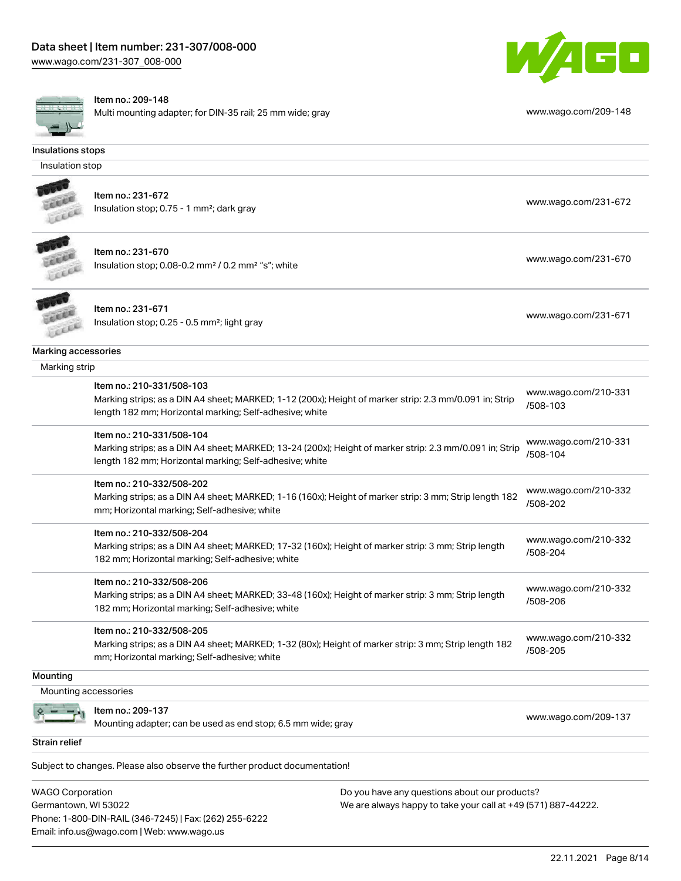Item no.: 209-148
Multi mounting adapter; for DIN-35 rail; 25 mm wide; gray

www.wago.com/209-148

## Insulations stops

### Insulation stop

Item no.: 231-672
Insulation stop; 0.75 - 1 mm²; dark gray

www.wago.com/231-672

Item no.: 231-670
Insulation stop; 0.08-0.2 mm² / 0.2 mm² "s"; white

www.wago.com/231-670

Item no.: 231-671
Insulation stop; 0.25 - 0.5 mm²; light gray

www.wago.com/231-671

## Marking accessories

### Marking strip

Item no.: 210-331/508-103
Marking strips; as a DIN A4 sheet; MARKED; 1-12 (200x); Height of marker strip: 2.3 mm/0.091 in; Strip length 182 mm; Horizontal marking; Self-adhesive; white

www.wago.com/210-331/508-103

Item no.: 210-331/508-104
Marking strips; as a DIN A4 sheet; MARKED; 13-24 (200x); Height of marker strip: 2.3 mm/0.091 in; Strip length 182 mm; Horizontal marking; Self-adhesive; white

www.wago.com/210-331/508-104

Item no.: 210-332/508-202
Marking strips; as a DIN A4 sheet; MARKED; 1-16 (160x); Height of marker strip: 3 mm; Strip length 182 mm; Horizontal marking; Self-adhesive; white

www.wago.com/210-332/508-202

Item no.: 210-332/508-204
Marking strips; as a DIN A4 sheet; MARKED; 17-32 (160x); Height of marker strip: 3 mm; Strip length 182 mm; Horizontal marking; Self-adhesive; white

www.wago.com/210-332/508-204

Item no.: 210-332/508-206
Marking strips; as a DIN A4 sheet; MARKED; 33-48 (160x); Height of marker strip: 3 mm; Strip length 182 mm; Horizontal marking; Self-adhesive; white

www.wago.com/210-332/508-206

Item no.: 210-332/508-205
Marking strips; as a DIN A4 sheet; MARKED; 1-32 (80x); Height of marker strip: 3 mm; Strip length 182 mm; Horizontal marking; Self-adhesive; white

www.wago.com/210-332/508-205

## Mounting

### Mounting accessories

Item no.: 209-137
Mounting adapter; can be used as end stop; 6.5 mm wide; gray

www.wago.com/209-137

## Strain relief

Subject to changes. Please also observe the further product documentation!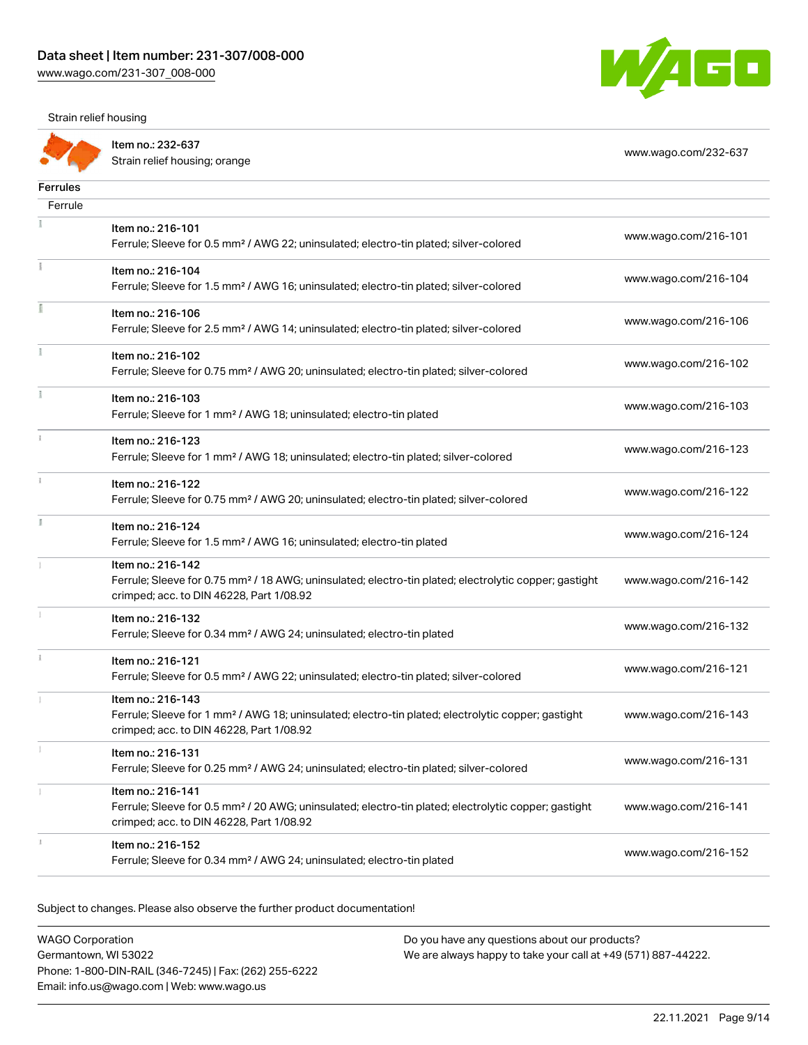Strain relief housing

| Item | Link |
|---|---|
| Item no.: 232-637<br>Strain relief housing; orange | www.wago.com/232-637 |

## Ferrules

Ferrule

| Item | Link |
|---|---|
| Item no.: 216-101<br>Ferrule; Sleeve for 0.5 mm² / AWG 22; uninsulated; electro-tin plated; silver-colored | www.wago.com/216-101 |
| Item no.: 216-104<br>Ferrule; Sleeve for 1.5 mm² / AWG 16; uninsulated; electro-tin plated; silver-colored | www.wago.com/216-104 |
| Item no.: 216-106<br>Ferrule; Sleeve for 2.5 mm² / AWG 14; uninsulated; electro-tin plated; silver-colored | www.wago.com/216-106 |
| Item no.: 216-102<br>Ferrule; Sleeve for 0.75 mm² / AWG 20; uninsulated; electro-tin plated; silver-colored | www.wago.com/216-102 |
| Item no.: 216-103<br>Ferrule; Sleeve for 1 mm² / AWG 18; uninsulated; electro-tin plated | www.wago.com/216-103 |
| Item no.: 216-123<br>Ferrule; Sleeve for 1 mm² / AWG 18; uninsulated; electro-tin plated; silver-colored | www.wago.com/216-123 |
| Item no.: 216-122<br>Ferrule; Sleeve for 0.75 mm² / AWG 20; uninsulated; electro-tin plated; silver-colored | www.wago.com/216-122 |
| Item no.: 216-124<br>Ferrule; Sleeve for 1.5 mm² / AWG 16; uninsulated; electro-tin plated | www.wago.com/216-124 |
| Item no.: 216-142<br>Ferrule; Sleeve for 0.75 mm² / 18 AWG; uninsulated; electro-tin plated; electrolytic copper; gastight crimped; acc. to DIN 46228, Part 1/08.92 | www.wago.com/216-142 |
| Item no.: 216-132<br>Ferrule; Sleeve for 0.34 mm² / AWG 24; uninsulated; electro-tin plated | www.wago.com/216-132 |
| Item no.: 216-121<br>Ferrule; Sleeve for 0.5 mm² / AWG 22; uninsulated; electro-tin plated; silver-colored | www.wago.com/216-121 |
| Item no.: 216-143<br>Ferrule; Sleeve for 1 mm² / AWG 18; uninsulated; electro-tin plated; electrolytic copper; gastight crimped; acc. to DIN 46228, Part 1/08.92 | www.wago.com/216-143 |
| Item no.: 216-131<br>Ferrule; Sleeve for 0.25 mm² / AWG 24; uninsulated; electro-tin plated; silver-colored | www.wago.com/216-131 |
| Item no.: 216-141<br>Ferrule; Sleeve for 0.5 mm² / 20 AWG; uninsulated; electro-tin plated; electrolytic copper; gastight crimped; acc. to DIN 46228, Part 1/08.92 | www.wago.com/216-141 |
| Item no.: 216-152<br>Ferrule; Sleeve for 0.34 mm² / AWG 24; uninsulated; electro-tin plated | www.wago.com/216-152 |

Subject to changes. Please also observe the further product documentation!

WAGO Corporation
Germantown, WI 53022
Phone: 1-800-DIN-RAIL (346-7245) | Fax: (262) 255-6222
Email: info.us@wago.com | Web: www.wago.us

Do you have any questions about our products?
We are always happy to take your call at +49 (571) 887-44222.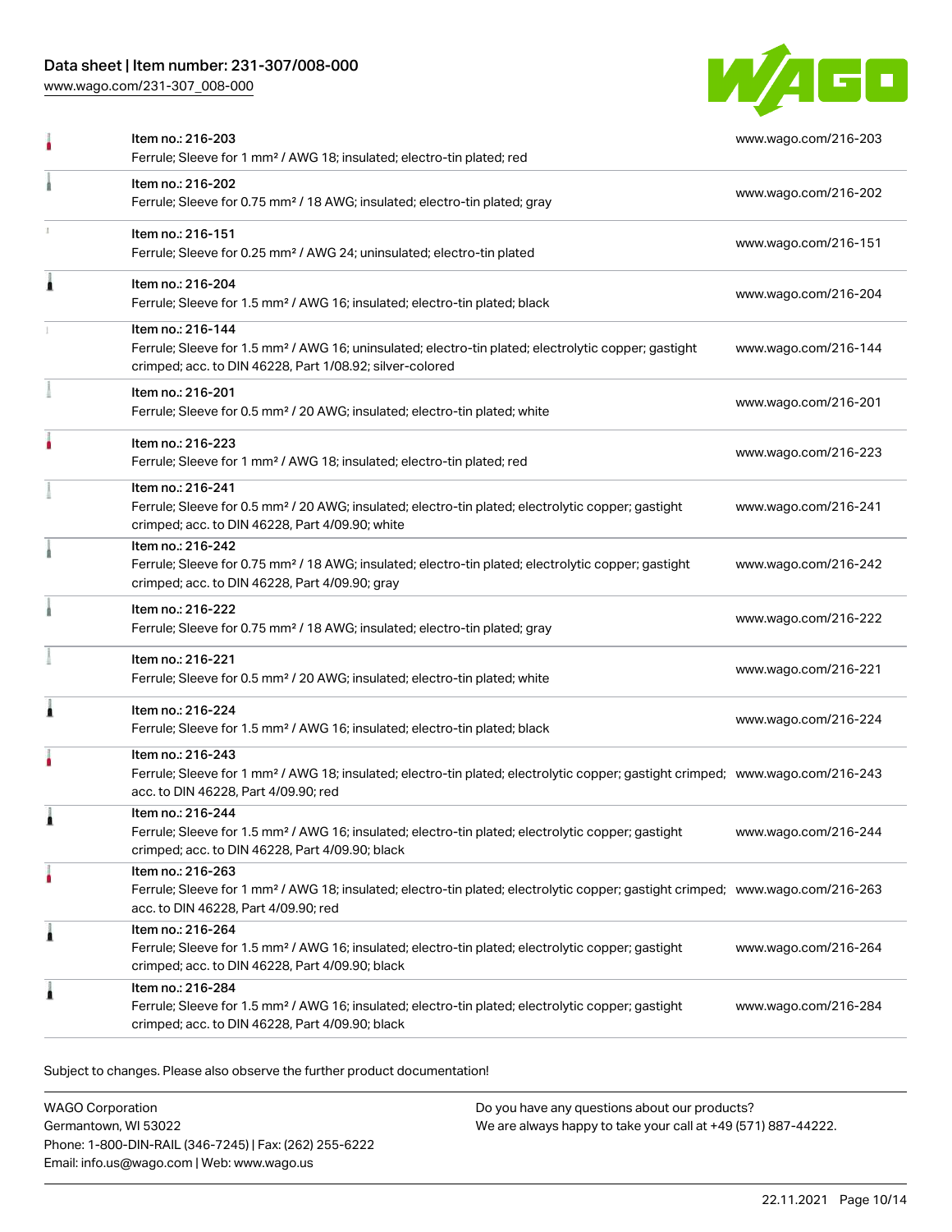| | | |
|---|---|---|
| | Item no.: 216-203<br>Ferrule; Sleeve for 1 mm² / AWG 18; insulated; electro-tin plated; red | www.wago.com/216-203 |
| | Item no.: 216-202<br>Ferrule; Sleeve for 0.75 mm² / 18 AWG; insulated; electro-tin plated; gray | www.wago.com/216-202 |
| | Item no.: 216-151<br>Ferrule; Sleeve for 0.25 mm² / AWG 24; uninsulated; electro-tin plated | www.wago.com/216-151 |
| | Item no.: 216-204<br>Ferrule; Sleeve for 1.5 mm² / AWG 16; insulated; electro-tin plated; black | www.wago.com/216-204 |
| | Item no.: 216-144<br>Ferrule; Sleeve for 1.5 mm² / AWG 16; uninsulated; electro-tin plated; electrolytic copper; gastight crimped; acc. to DIN 46228, Part 1/08.92; silver-colored | www.wago.com/216-144 |
| | Item no.: 216-201<br>Ferrule; Sleeve for 0.5 mm² / 20 AWG; insulated; electro-tin plated; white | www.wago.com/216-201 |
| | Item no.: 216-223<br>Ferrule; Sleeve for 1 mm² / AWG 18; insulated; electro-tin plated; red | www.wago.com/216-223 |
| | Item no.: 216-241<br>Ferrule; Sleeve for 0.5 mm² / 20 AWG; insulated; electro-tin plated; electrolytic copper; gastight crimped; acc. to DIN 46228, Part 4/09.90; white | www.wago.com/216-241 |
| | Item no.: 216-242<br>Ferrule; Sleeve for 0.75 mm² / 18 AWG; insulated; electro-tin plated; electrolytic copper; gastight crimped; acc. to DIN 46228, Part 4/09.90; gray | www.wago.com/216-242 |
| | Item no.: 216-222<br>Ferrule; Sleeve for 0.75 mm² / 18 AWG; insulated; electro-tin plated; gray | www.wago.com/216-222 |
| | Item no.: 216-221<br>Ferrule; Sleeve for 0.5 mm² / 20 AWG; insulated; electro-tin plated; white | www.wago.com/216-221 |
| | Item no.: 216-224<br>Ferrule; Sleeve for 1.5 mm² / AWG 16; insulated; electro-tin plated; black | www.wago.com/216-224 |
| | Item no.: 216-243<br>Ferrule; Sleeve for 1 mm² / AWG 18; insulated; electro-tin plated; electrolytic copper; gastight crimped; acc. to DIN 46228, Part 4/09.90; red | www.wago.com/216-243 |
| | Item no.: 216-244<br>Ferrule; Sleeve for 1.5 mm² / AWG 16; insulated; electro-tin plated; electrolytic copper; gastight crimped; acc. to DIN 46228, Part 4/09.90; black | www.wago.com/216-244 |
| | Item no.: 216-263<br>Ferrule; Sleeve for 1 mm² / AWG 18; insulated; electro-tin plated; electrolytic copper; gastight crimped; acc. to DIN 46228, Part 4/09.90; red | www.wago.com/216-263 |
| | Item no.: 216-264<br>Ferrule; Sleeve for 1.5 mm² / AWG 16; insulated; electro-tin plated; electrolytic copper; gastight crimped; acc. to DIN 46228, Part 4/09.90; black | www.wago.com/216-264 |
| | Item no.: 216-284<br>Ferrule; Sleeve for 1.5 mm² / AWG 16; insulated; electro-tin plated; electrolytic copper; gastight crimped; acc. to DIN 46228, Part 4/09.90; black | www.wago.com/216-284 |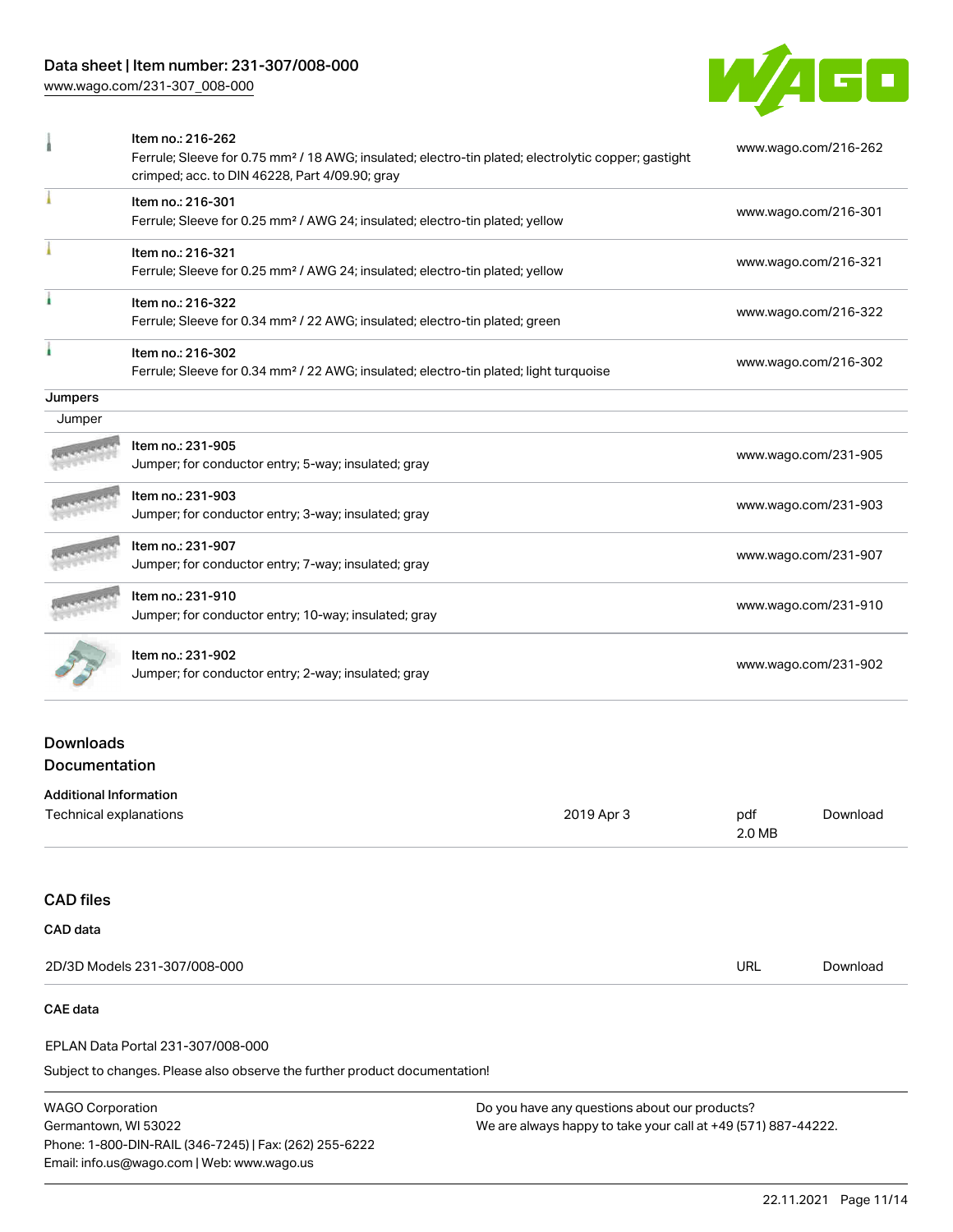| | |
|---|---|
| Item no.: 216-262<br>Ferrule; Sleeve for 0.75 mm² / 18 AWG; insulated; electro-tin plated; electrolytic copper; gastight crimped; acc. to DIN 46228, Part 4/09.90; gray | www.wago.com/216-262 |
| Item no.: 216-301<br>Ferrule; Sleeve for 0.25 mm² / AWG 24; insulated; electro-tin plated; yellow | www.wago.com/216-301 |
| Item no.: 216-321<br>Ferrule; Sleeve for 0.25 mm² / AWG 24; insulated; electro-tin plated; yellow | www.wago.com/216-321 |
| Item no.: 216-322<br>Ferrule; Sleeve for 0.34 mm² / 22 AWG; insulated; electro-tin plated; green | www.wago.com/216-322 |
| Item no.: 216-302<br>Ferrule; Sleeve for 0.34 mm² / 22 AWG; insulated; electro-tin plated; light turquoise | www.wago.com/216-302 |

Jumpers

Jumper

| | |
|---|---|
| Item no.: 231-905<br>Jumper; for conductor entry; 5-way; insulated; gray | www.wago.com/231-905 |
| Item no.: 231-903<br>Jumper; for conductor entry; 3-way; insulated; gray | www.wago.com/231-903 |
| Item no.: 231-907<br>Jumper; for conductor entry; 7-way; insulated; gray | www.wago.com/231-907 |
| Item no.: 231-910<br>Jumper; for conductor entry; 10-way; insulated; gray | www.wago.com/231-910 |
| Item no.: 231-902<br>Jumper; for conductor entry; 2-way; insulated; gray | www.wago.com/231-902 |

## Downloads

## Documentation

**Additional Information**

| | | | |
|---|---|---|---|
| Technical explanations | 2019 Apr 3 | pdf<br>2.0 MB | Download |

## CAD files

**CAD data**

| | | |
|---|---|---|
| 2D/3D Models 231-307/008-000 | URL | Download |

**CAE data**

EPLAN Data Portal 231-307/008-000

Subject to changes. Please also observe the further product documentation!

WAGO Corporation
Germantown, WI 53022
Phone: 1-800-DIN-RAIL (346-7245) | Fax: (262) 255-6222
Email: info.us@wago.com | Web: www.wago.us

Do you have any questions about our products?
We are always happy to take your call at +49 (571) 887-44222.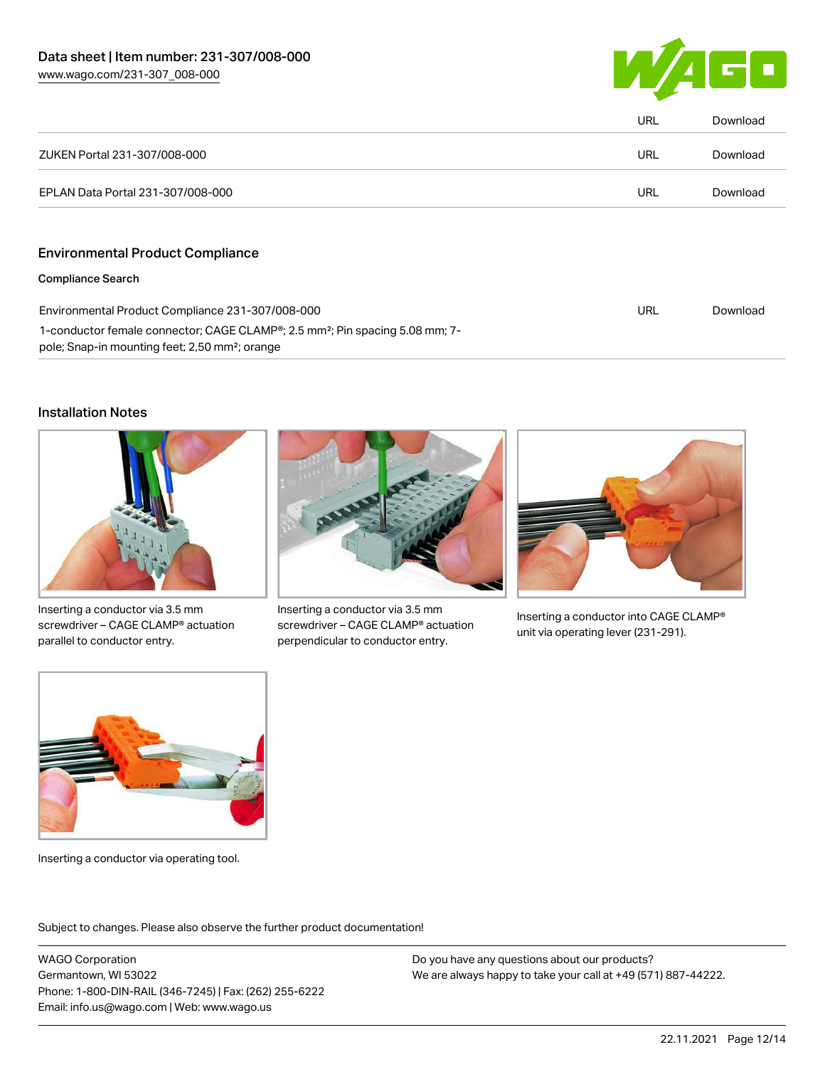| | URL | Download |
| --- | --- | --- |
| ZUKEN Portal 231-307/008-000 | URL | Download |
| EPLAN Data Portal 231-307/008-000 | URL | Download |

## Environmental Product Compliance

### Compliance Search

| | | |
| --- | --- | --- |
| Environmental Product Compliance 231-307/008-000<br>1-conductor female connector; CAGE CLAMP®; 2.5 mm²; Pin spacing 5.08 mm; 7-pole; Snap-in mounting feet; 2,50 mm²; orange | URL | Download |

## Installation Notes

Inserting a conductor via 3.5 mm screwdriver – CAGE CLAMP® actuation parallel to conductor entry.

Inserting a conductor via 3.5 mm screwdriver – CAGE CLAMP® actuation perpendicular to conductor entry.

Inserting a conductor into CAGE CLAMP® unit via operating lever (231-291).

Inserting a conductor via operating tool.

Subject to changes. Please also observe the further product documentation!

WAGO Corporation
Germantown, WI 53022
Phone: 1-800-DIN-RAIL (346-7245) | Fax: (262) 255-6222
Email: info.us@wago.com | Web: www.wago.us

Do you have any questions about our products?
We are always happy to take your call at +49 (571) 887-44222.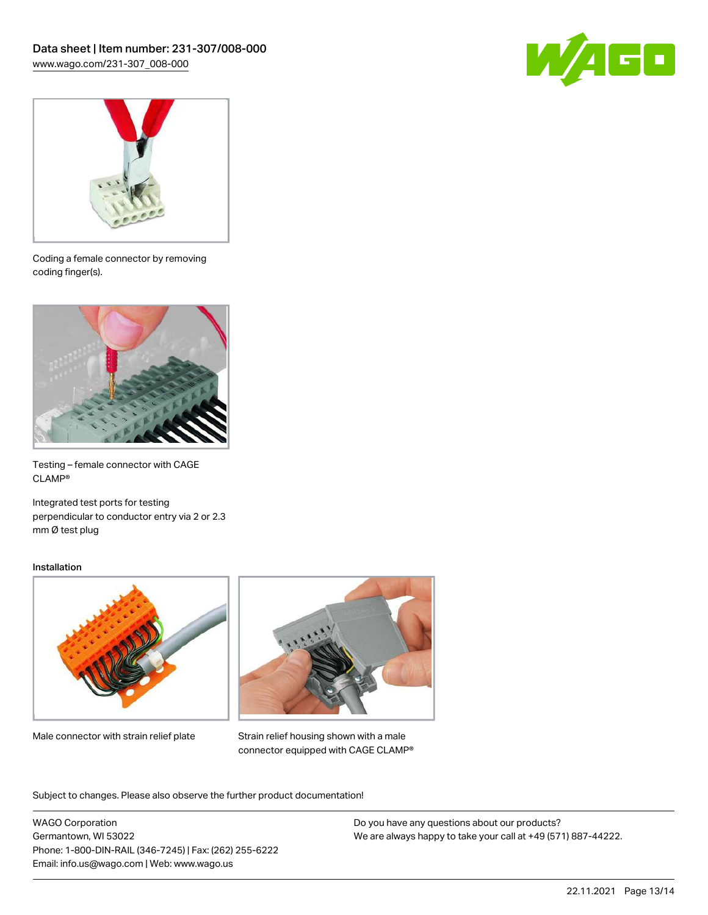Coding a female connector by removing coding finger(s).

Testing – female connector with CAGE CLAMP®

Integrated test ports for testing perpendicular to conductor entry via 2 or 2.3 mm Ø test plug

## Installation

Male connector with strain relief plate

Strain relief housing shown with a male connector equipped with CAGE CLAMP®

Subject to changes. Please also observe the further product documentation!

WAGO Corporation
Germantown, WI 53022
Phone: 1-800-DIN-RAIL (346-7245) | Fax: (262) 255-6222
Email: info.us@wago.com | Web: www.wago.us

Do you have any questions about our products?
We are always happy to take your call at +49 (571) 887-44222.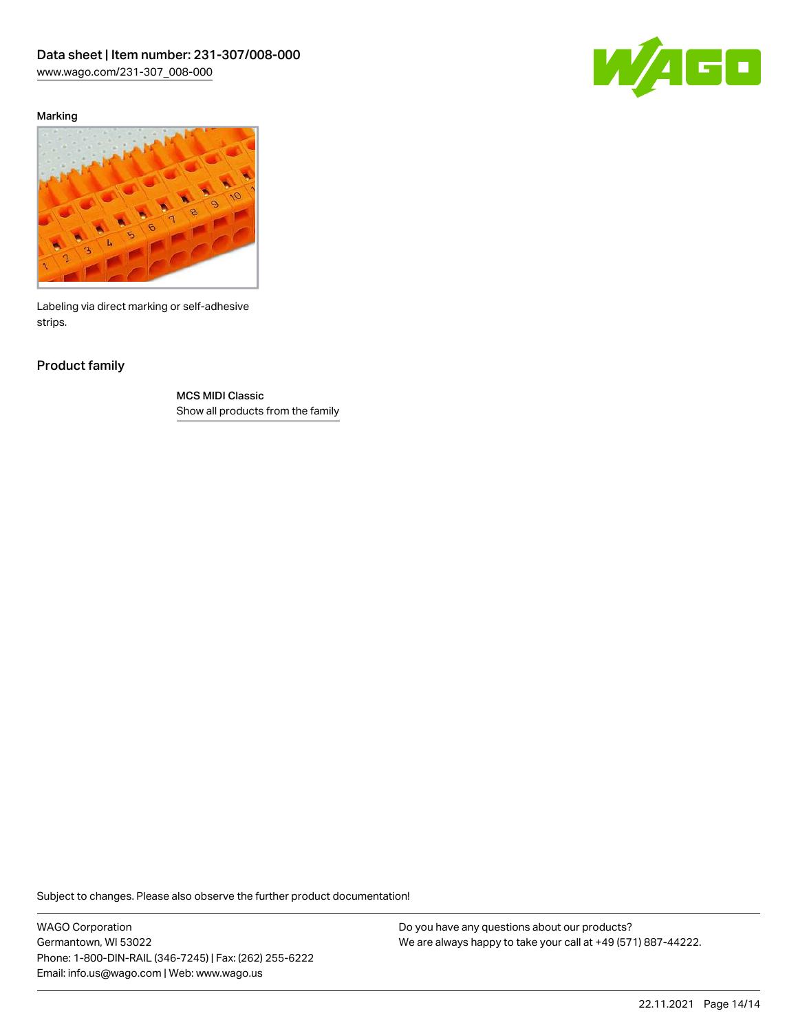Marking

Labeling via direct marking or self-adhesive strips.

## Product family

MCS MIDI Classic
Show all products from the family

Subject to changes. Please also observe the further product documentation!

WAGO Corporation
Germantown, WI 53022
Phone: 1-800-DIN-RAIL (346-7245) | Fax: (262) 255-6222
Email: info.us@wago.com | Web: www.wago.us

Do you have any questions about our products?
We are always happy to take your call at +49 (571) 887-44222.